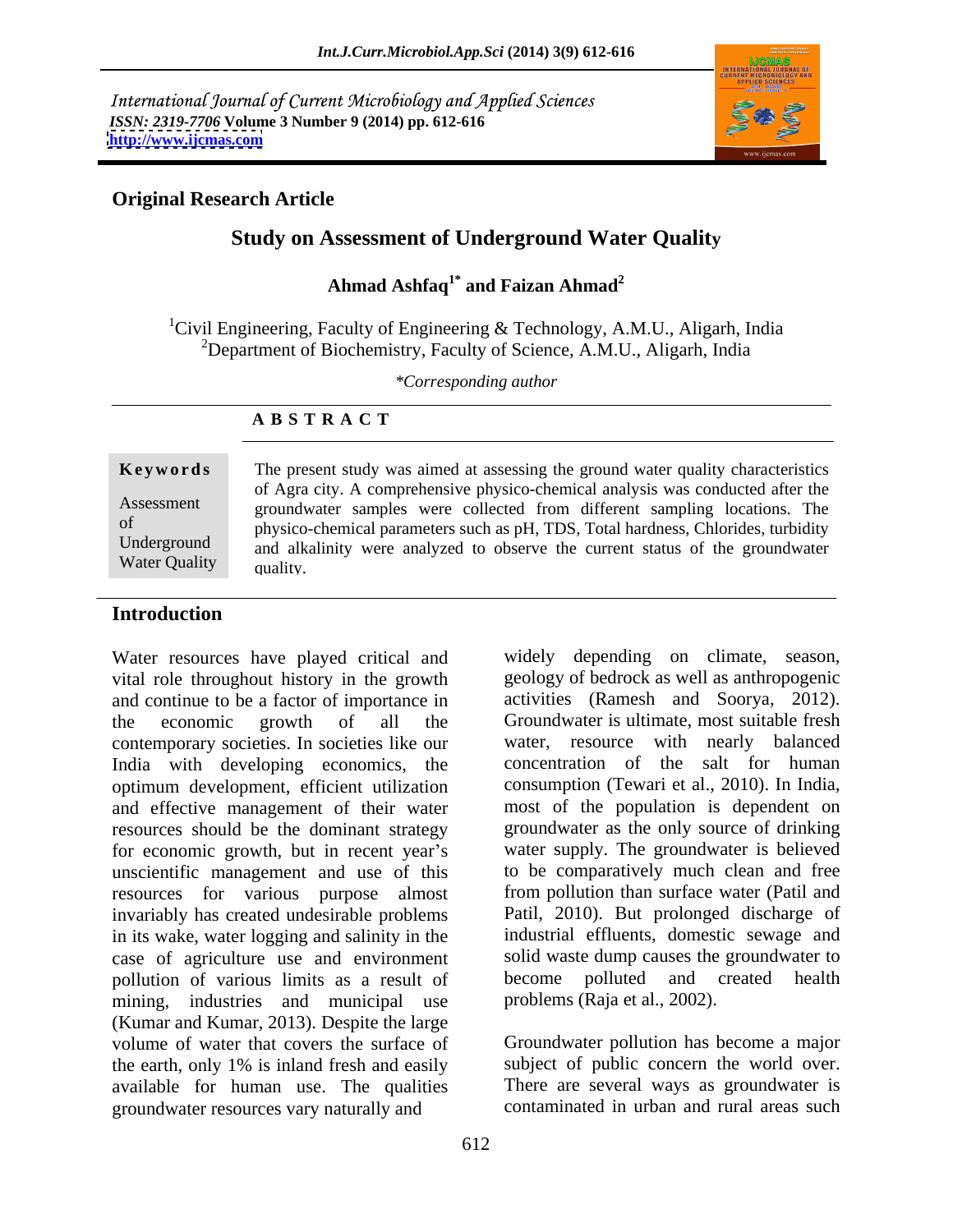International Journal of Current Microbiology and Applied Sciences
*ISSN: 2319-7706* **Volume 3 Number 9 (2014) pp. 612-616**
**http://www.ijcmas.com**

**Original Research Article**

# Study on Assessment of Underground Water Quality

**Ahmad Ashfaq[1*] and Faizan Ahmad[2]**

[1]Civil Engineering, Faculty of Engineering & Technology, A.M.U., Aligarh, India
[2]Department of Biochemistry, Faculty of Science, A.M.U., Aligarh, India

*\*Corresponding author*

## ABSTRACT

**Keywords**

Assessment of Underground Water Quality

The present study was aimed at assessing the ground water quality characteristics of Agra city. A comprehensive physico-chemical analysis was conducted after the groundwater samples were collected from different sampling locations. The physico-chemical parameters such as pH, TDS, Total hardness, Chlorides, turbidity and alkalinity were analyzed to observe the current status of the groundwater quality.

## Introduction

Water resources have played critical and vital role throughout history in the growth and continue to be a factor of importance in the economic growth of all the contemporary societies. In societies like our India with developing economics, the optimum development, efficient utilization and effective management of their water resources should be the dominant strategy for economic growth, but in recent year's unscientific management and use of this resources for various purpose almost invariably has created undesirable problems in its wake, water logging and salinity in the case of agriculture use and environment pollution of various limits as a result of mining, industries and municipal use (Kumar and Kumar, 2013). Despite the large volume of water that covers the surface of the earth, only 1% is inland fresh and easily available for human use. The qualities groundwater resources vary naturally and widely depending on climate, season, geology of bedrock as well as anthropogenic activities (Ramesh and Soorya, 2012). Groundwater is ultimate, most suitable fresh water, resource with nearly balanced concentration of the salt for human consumption (Tewari et al., 2010). In India, most of the population is dependent on groundwater as the only source of drinking water supply. The groundwater is believed to be comparatively much clean and free from pollution than surface water (Patil and Patil, 2010). But prolonged discharge of industrial effluents, domestic sewage and solid waste dump causes the groundwater to become polluted and created health problems (Raja et al., 2002).

Groundwater pollution has become a major subject of public concern the world over. There are several ways as groundwater is contaminated in urban and rural areas such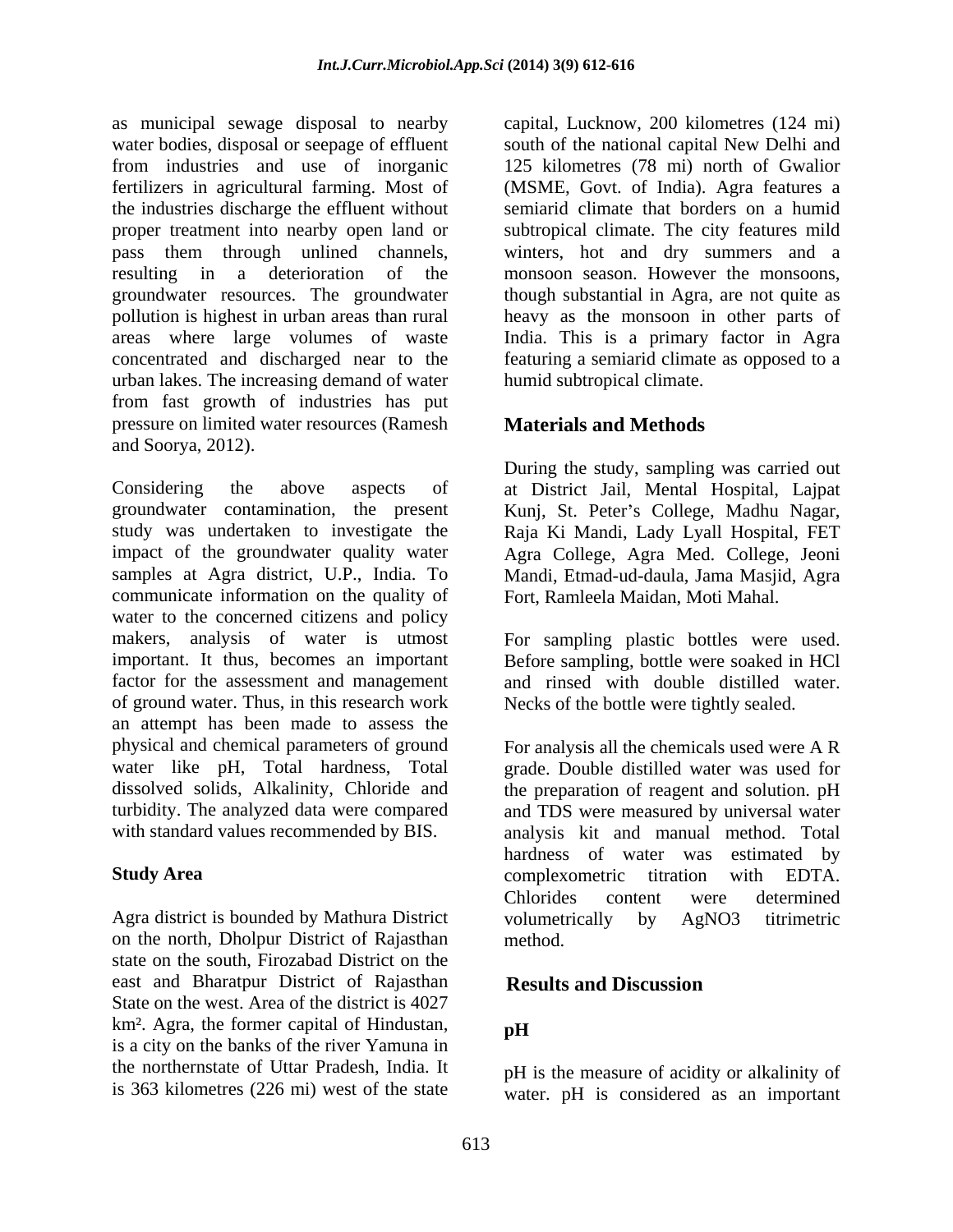as municipal sewage disposal to nearby water bodies, disposal or seepage of effluent from industries and use of inorganic fertilizers in agricultural farming. Most of the industries discharge the effluent without proper treatment into nearby open land or pass them through unlined channels, resulting in a deterioration of the groundwater resources. The groundwater pollution is highest in urban areas than rural areas where large volumes of waste concentrated and discharged near to the urban lakes. The increasing demand of water from fast growth of industries has put pressure on limited water resources (Ramesh and Soorya, 2012).

Considering the above aspects of groundwater contamination, the present study was undertaken to investigate the impact of the groundwater quality water samples at Agra district, U.P., India. To communicate information on the quality of water to the concerned citizens and policy makers, analysis of water is utmost important. It thus, becomes an important factor for the assessment and management of ground water. Thus, in this research work an attempt has been made to assess the physical and chemical parameters of ground water like pH, Total hardness, Total dissolved solids, Alkalinity, Chloride and turbidity. The analyzed data were compared with standard values recommended by BIS.

## Study Area

Agra district is bounded by Mathura District on the north, Dholpur District of Rajasthan state on the south, Firozabad District on the east and Bharatpur District of Rajasthan State on the west. Area of the district is 4027 km². Agra, the former capital of Hindustan, is a city on the banks of the river Yamuna in the northernstate of Uttar Pradesh, India. It is 363 kilometres (226 mi) west of the state capital, Lucknow, 200 kilometres (124 mi) south of the national capital New Delhi and 125 kilometres (78 mi) north of Gwalior (MSME, Govt. of India). Agra features a semiarid climate that borders on a humid subtropical climate. The city features mild winters, hot and dry summers and a monsoon season. However the monsoons, though substantial in Agra, are not quite as heavy as the monsoon in other parts of India. This is a primary factor in Agra featuring a semiarid climate as opposed to a humid subtropical climate.

## Materials and Methods

During the study, sampling was carried out at District Jail, Mental Hospital, Lajpat Kunj, St. Peter's College, Madhu Nagar, Raja Ki Mandi, Lady Lyall Hospital, FET Agra College, Agra Med. College, Jeoni Mandi, Etmad-ud-daula, Jama Masjid, Agra Fort, Ramleela Maidan, Moti Mahal.

For sampling plastic bottles were used. Before sampling, bottle were soaked in HCl and rinsed with double distilled water. Necks of the bottle were tightly sealed.

For analysis all the chemicals used were A R grade. Double distilled water was used for the preparation of reagent and solution. pH and TDS were measured by universal water analysis kit and manual method. Total hardness of water was estimated by complexometric titration with EDTA. Chlorides content were determined volumetrically by $AgNO_3$ titrimetric method.

## Results and Discussion

### pH

pH is the measure of acidity or alkalinity of water. pH is considered as an important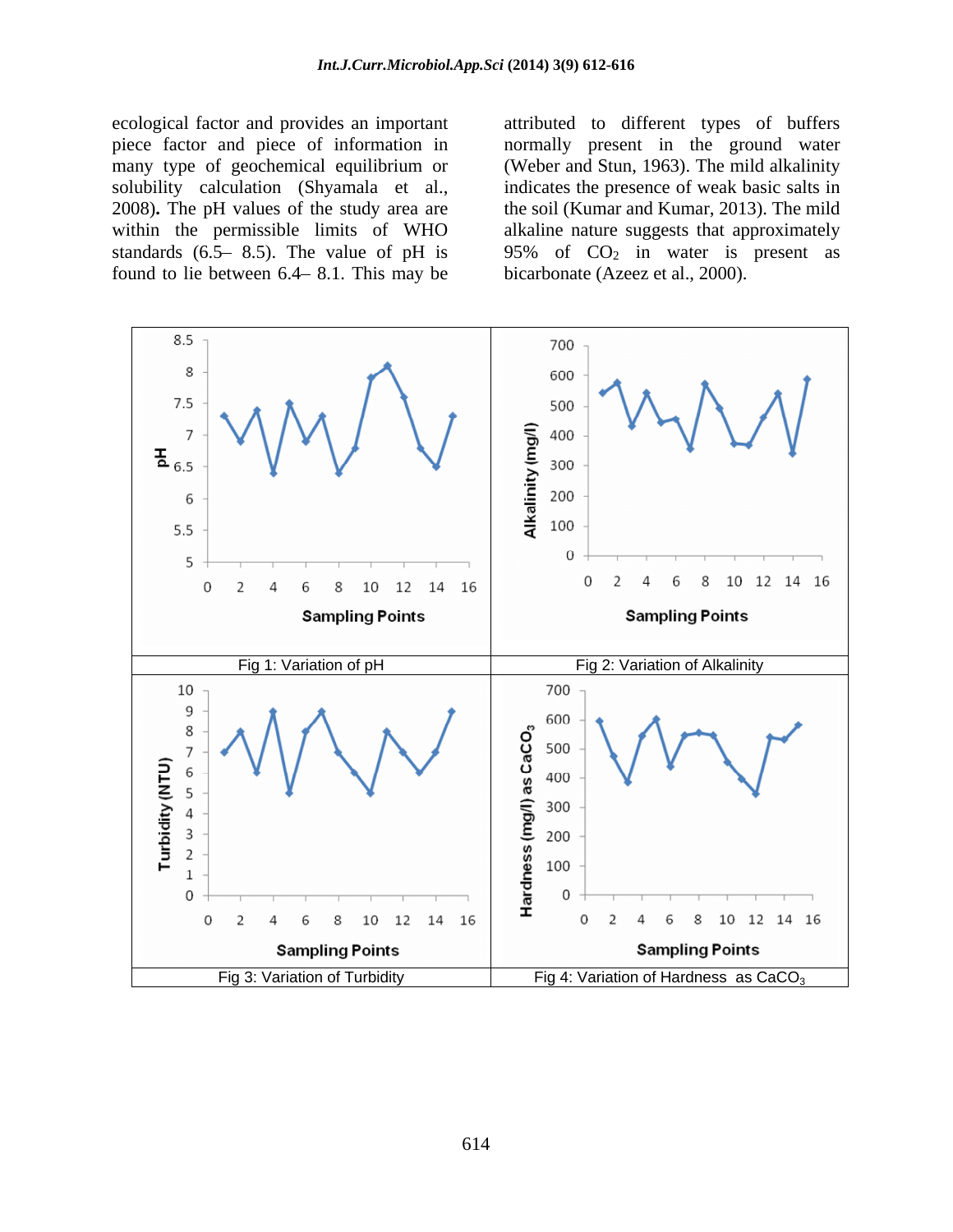ecological factor and provides an important piece factor and piece of information in many type of geochemical equilibrium or solubility calculation (Shyamala et al., 2008). The pH values of the study area are within the permissible limits of WHO standards (6.5– 8.5). The value of pH is found to lie between 6.4– 8.1. This may be attributed to different types of buffers normally present in the ground water (Weber and Stun, 1963). The mild alkalinity indicates the presence of weak basic salts in the soil (Kumar and Kumar, 2013). The mild alkaline nature suggests that approximately 95% of $CO_2$ in water is present as bicarbonate (Azeez et al., 2000).

Fig 1: Variation of pH

Fig 2: Variation of Alkalinity

Fig 3: Variation of Turbidity

Fig 4: Variation of Hardness as $CaCO_3$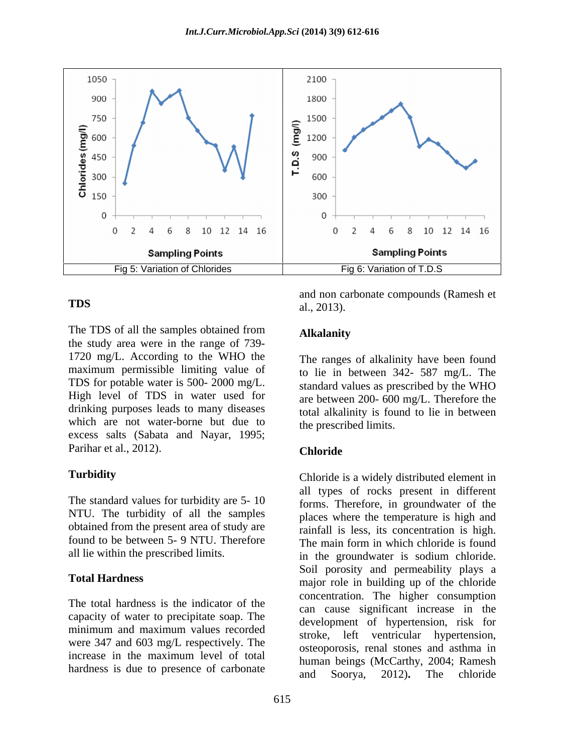Fig 5: Variation of Chlorides

Fig 6: Variation of T.D.S

**TDS**

The TDS of all the samples obtained from the study area were in the range of 739-1720 mg/L. According to the WHO the maximum permissible limiting value of TDS for potable water is 500- 2000 mg/L. High level of TDS in water used for drinking purposes leads to many diseases which are not water-borne but due to excess salts (Sabata and Nayar, 1995; Parihar et al., 2012).

**Turbidity**

The standard values for turbidity are 5- 10 NTU. The turbidity of all the samples obtained from the present area of study are found to be between 5- 9 NTU. Therefore all lie within the prescribed limits.

**Total Hardness**

The total hardness is the indicator of the capacity of water to precipitate soap. The minimum and maximum values recorded were 347 and 603 mg/L respectively. The increase in the maximum level of total hardness is due to presence of carbonate and non carbonate compounds (Ramesh et al., 2013).

**Alkalanity**

The ranges of alkalinity have been found to lie in between 342- 587 mg/L. The standard values as prescribed by the WHO are between 200- 600 mg/L. Therefore the total alkalinity is found to lie in between the prescribed limits.

**Chloride**

Chloride is a widely distributed element in all types of rocks present in different forms. Therefore, in groundwater of the places where the temperature is high and rainfall is less, its concentration is high. The main form in which chloride is found in the groundwater is sodium chloride. Soil porosity and permeability plays a major role in building up of the chloride concentration. The higher consumption can cause significant increase in the development of hypertension, risk for stroke, left ventricular hypertension, osteoporosis, renal stones and asthma in human beings (McCarthy, 2004; Ramesh and Soorya, 2012). The chloride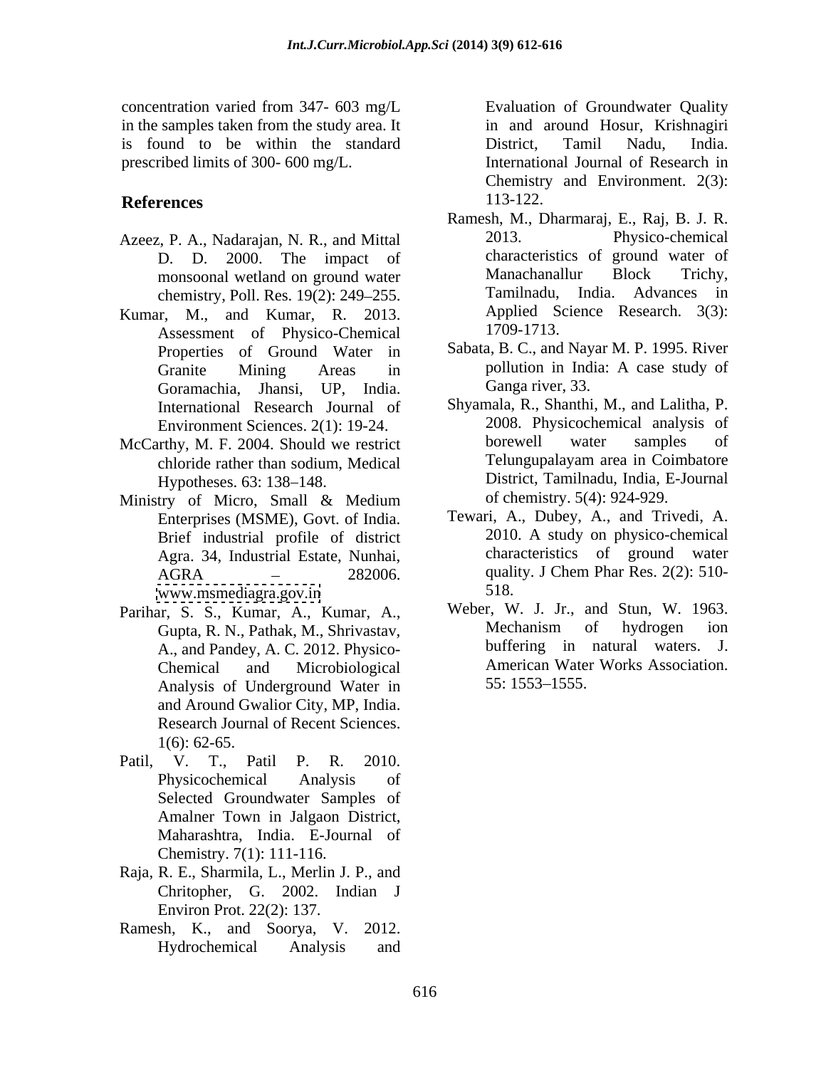concentration varied from 347- 603 mg/L in the samples taken from the study area. It is found to be within the standard prescribed limits of 300- 600 mg/L.

## References

Azeez, P. A., Nadarajan, N. R., and Mittal D. D. 2000. The impact of monsoonal wetland on ground water chemistry, Poll. Res. 19(2): 249–255.

Kumar, M., and Kumar, R. 2013. Assessment of Physico-Chemical Properties of Ground Water in Granite Mining Areas in Goramachia, Jhansi, UP, India. International Research Journal of Environment Sciences. 2(1): 19-24.

McCarthy, M. F. 2004. Should we restrict chloride rather than sodium, Medical Hypotheses. 63: 138–148.

Ministry of Micro, Small & Medium Enterprises (MSME), Govt. of India. Brief industrial profile of district Agra. 34, Industrial Estate, Nunhai, AGRA – 282006. www.msmediagra.gov.in

Parihar, S. S., Kumar, A., Kumar, A., Gupta, R. N., Pathak, M., Shrivastav, A., and Pandey, A. C. 2012. Physico-Chemical and Microbiological Analysis of Underground Water in and Around Gwalior City, MP, India. Research Journal of Recent Sciences. 1(6): 62-65.

Patil, V. T., Patil P. R. 2010. Physicochemical Analysis of Selected Groundwater Samples of Amalner Town in Jalgaon District, Maharashtra, India. E-Journal of Chemistry. 7(1): 111-116.

Raja, R. E., Sharmila, L., Merlin J. P., and Chritopher, G. 2002. Indian J Environ Prot. 22(2): 137.

Ramesh, K., and Soorya, V. 2012. Hydrochemical Analysis and Evaluation of Groundwater Quality in and around Hosur, Krishnagiri District, Tamil Nadu, India. International Journal of Research in Chemistry and Environment. 2(3): 113-122.

Ramesh, M., Dharmaraj, E., Raj, B. J. R. 2013. Physico-chemical characteristics of ground water of Manachanallur Block Trichy, Tamilnadu, India. Advances in Applied Science Research. 3(3): 1709-1713.

Sabata, B. C., and Nayar M. P. 1995. River pollution in India: A case study of Ganga river, 33.

Shyamala, R., Shanthi, M., and Lalitha, P. 2008. Physicochemical analysis of borewell water samples of Telungupalayam area in Coimbatore District, Tamilnadu, India, E-Journal of chemistry. 5(4): 924-929.

Tewari, A., Dubey, A., and Trivedi, A. 2010. A study on physico-chemical characteristics of ground water quality. J Chem Phar Res. 2(2): 510-518.

Weber, W. J. Jr., and Stun, W. 1963. Mechanism of hydrogen ion buffering in natural waters. J. American Water Works Association. 55: 1553–1555.